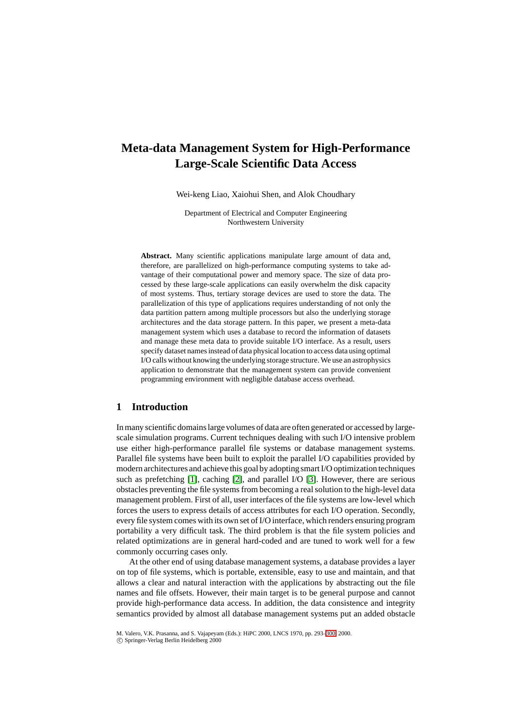# Meta-data Management System for High-Performance Large-Scale Scientific Data Access

Wei-keng Liao, Xaiohui Shen, and Alok Choudhary

Department of Electrical and Computer Engineering
Northwestern University

**Abstract.** Many scientific applications manipulate large amount of data and, therefore, are parallelized on high-performance computing systems to take advantage of their computational power and memory space. The size of data processed by these large-scale applications can easily overwhelm the disk capacity of most systems. Thus, tertiary storage devices are used to store the data. The parallelization of this type of applications requires understanding of not only the data partition pattern among multiple processors but also the underlying storage architectures and the data storage pattern. In this paper, we present a meta-data management system which uses a database to record the information of datasets and manage these meta data to provide suitable I/O interface. As a result, users specify dataset names instead of data physical location to access data using optimal I/O calls without knowing the underlying storage structure. We use an astrophysics application to demonstrate that the management system can provide convenient programming environment with negligible database access overhead.

## 1 Introduction

In many scientific domains large volumes of data are often generated or accessed by large-scale simulation programs. Current techniques dealing with such I/O intensive problem use either high-performance parallel file systems or database management systems. Parallel file systems have been built to exploit the parallel I/O capabilities provided by modern architectures and achieve this goal by adopting smart I/O optimization techniques such as prefetching [1], caching [2], and parallel I/O [3]. However, there are serious obstacles preventing the file systems from becoming a real solution to the high-level data management problem. First of all, user interfaces of the file systems are low-level which forces the users to express details of access attributes for each I/O operation. Secondly, every file system comes with its own set of I/O interface, which renders ensuring program portability a very difficult task. The third problem is that the file system policies and related optimizations are in general hard-coded and are tuned to work well for a few commonly occurring cases only.

At the other end of using database management systems, a database provides a layer on top of file systems, which is portable, extensible, easy to use and maintain, and that allows a clear and natural interaction with the applications by abstracting out the file names and file offsets. However, their main target is to be general purpose and cannot provide high-performance data access. In addition, the data consistence and integrity semantics provided by almost all database management systems put an added obstacle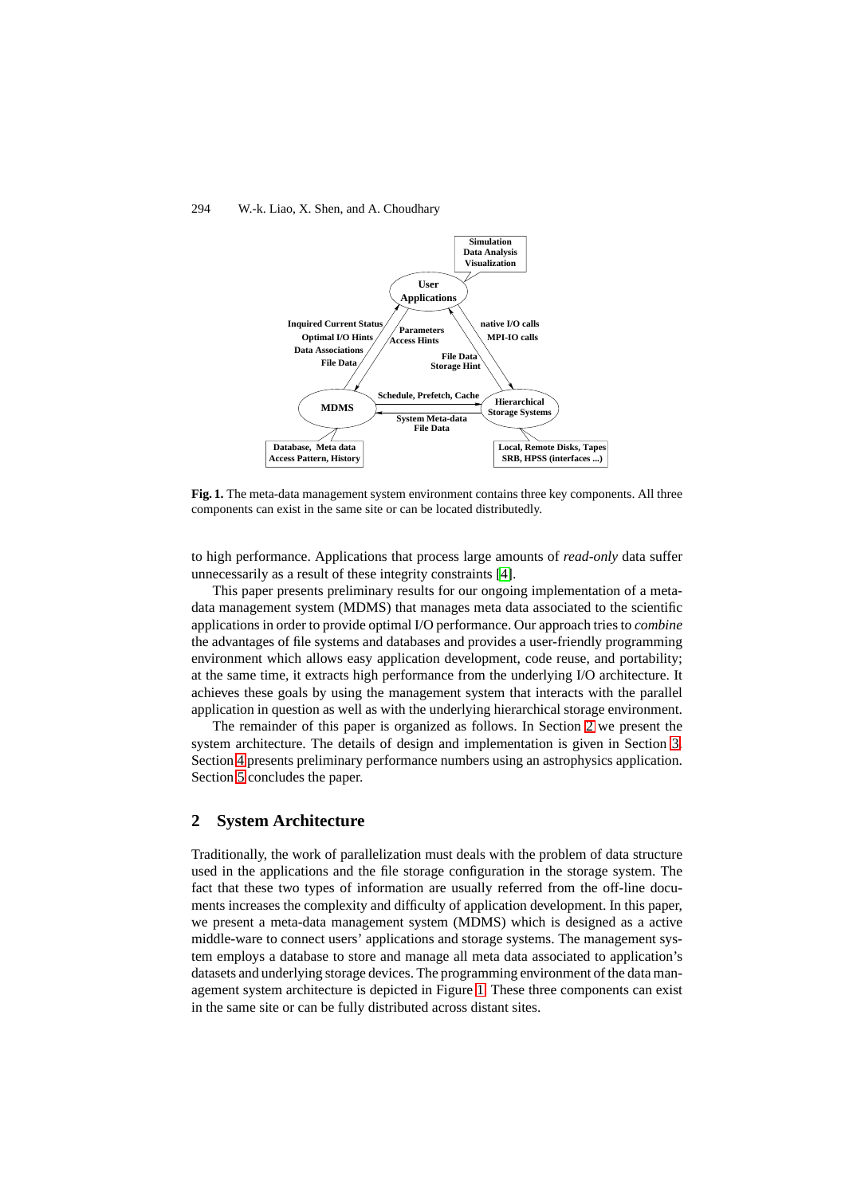Simulation
Data Analysis
Visualization

User
Applications

Inquired Current Status
Optimal I/O Hints
Data Associations
File Data

Parameters
Access Hints

native I/O calls
MPI-IO calls

File Data
Storage Hint

Schedule, Prefetch, Cache

MDMS

Hierarchical
Storage Systems

System Meta-data
File Data

Database, Meta data
Access Pattern, History

Local, Remote Disks, Tapes
SRB, HPSS (interfaces ...)

**Fig. 1.** The meta-data management system environment contains three key components. All three components can exist in the same site or can be located distributedly.

to high performance. Applications that process large amounts of *read-only* data suffer unnecessarily as a result of these integrity constraints [4].

This paper presents preliminary results for our ongoing implementation of a meta-data management system (MDMS) that manages meta data associated to the scientific applications in order to provide optimal I/O performance. Our approach tries to *combine* the advantages of file systems and databases and provides a user-friendly programming environment which allows easy application development, code reuse, and portability; at the same time, it extracts high performance from the underlying I/O architecture. It achieves these goals by using the management system that interacts with the parallel application in question as well as with the underlying hierarchical storage environment.

The remainder of this paper is organized as follows. In Section 2 we present the system architecture. The details of design and implementation is given in Section 3. Section 4 presents preliminary performance numbers using an astrophysics application. Section 5 concludes the paper.

## 2 System Architecture

Traditionally, the work of parallelization must deals with the problem of data structure used in the applications and the file storage configuration in the storage system. The fact that these two types of information are usually referred from the off-line documents increases the complexity and difficulty of application development. In this paper, we present a meta-data management system (MDMS) which is designed as a active middle-ware to connect users' applications and storage systems. The management system employs a database to store and manage all meta data associated to application's datasets and underlying storage devices. The programming environment of the data management system architecture is depicted in Figure 1. These three components can exist in the same site or can be fully distributed across distant sites.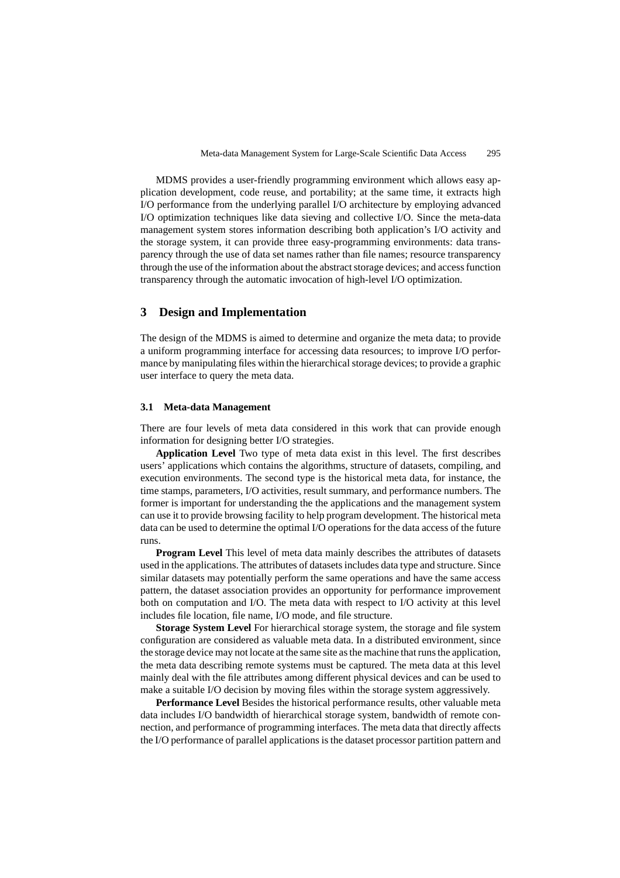MDMS provides a user-friendly programming environment which allows easy application development, code reuse, and portability; at the same time, it extracts high I/O performance from the underlying parallel I/O architecture by employing advanced I/O optimization techniques like data sieving and collective I/O. Since the meta-data management system stores information describing both application's I/O activity and the storage system, it can provide three easy-programming environments: data transparency through the use of data set names rather than file names; resource transparency through the use of the information about the abstract storage devices; and access function transparency through the automatic invocation of high-level I/O optimization.

## 3 Design and Implementation

The design of the MDMS is aimed to determine and organize the meta data; to provide a uniform programming interface for accessing data resources; to improve I/O performance by manipulating files within the hierarchical storage devices; to provide a graphic user interface to query the meta data.

### 3.1 Meta-data Management

There are four levels of meta data considered in this work that can provide enough information for designing better I/O strategies.

**Application Level** Two type of meta data exist in this level. The first describes users' applications which contains the algorithms, structure of datasets, compiling, and execution environments. The second type is the historical meta data, for instance, the time stamps, parameters, I/O activities, result summary, and performance numbers. The former is important for understanding the the applications and the management system can use it to provide browsing facility to help program development. The historical meta data can be used to determine the optimal I/O operations for the data access of the future runs.

**Program Level** This level of meta data mainly describes the attributes of datasets used in the applications. The attributes of datasets includes data type and structure. Since similar datasets may potentially perform the same operations and have the same access pattern, the dataset association provides an opportunity for performance improvement both on computation and I/O. The meta data with respect to I/O activity at this level includes file location, file name, I/O mode, and file structure.

**Storage System Level** For hierarchical storage system, the storage and file system configuration are considered as valuable meta data. In a distributed environment, since the storage device may not locate at the same site as the machine that runs the application, the meta data describing remote systems must be captured. The meta data at this level mainly deal with the file attributes among different physical devices and can be used to make a suitable I/O decision by moving files within the storage system aggressively.

**Performance Level** Besides the historical performance results, other valuable meta data includes I/O bandwidth of hierarchical storage system, bandwidth of remote connection, and performance of programming interfaces. The meta data that directly affects the I/O performance of parallel applications is the dataset processor partition pattern and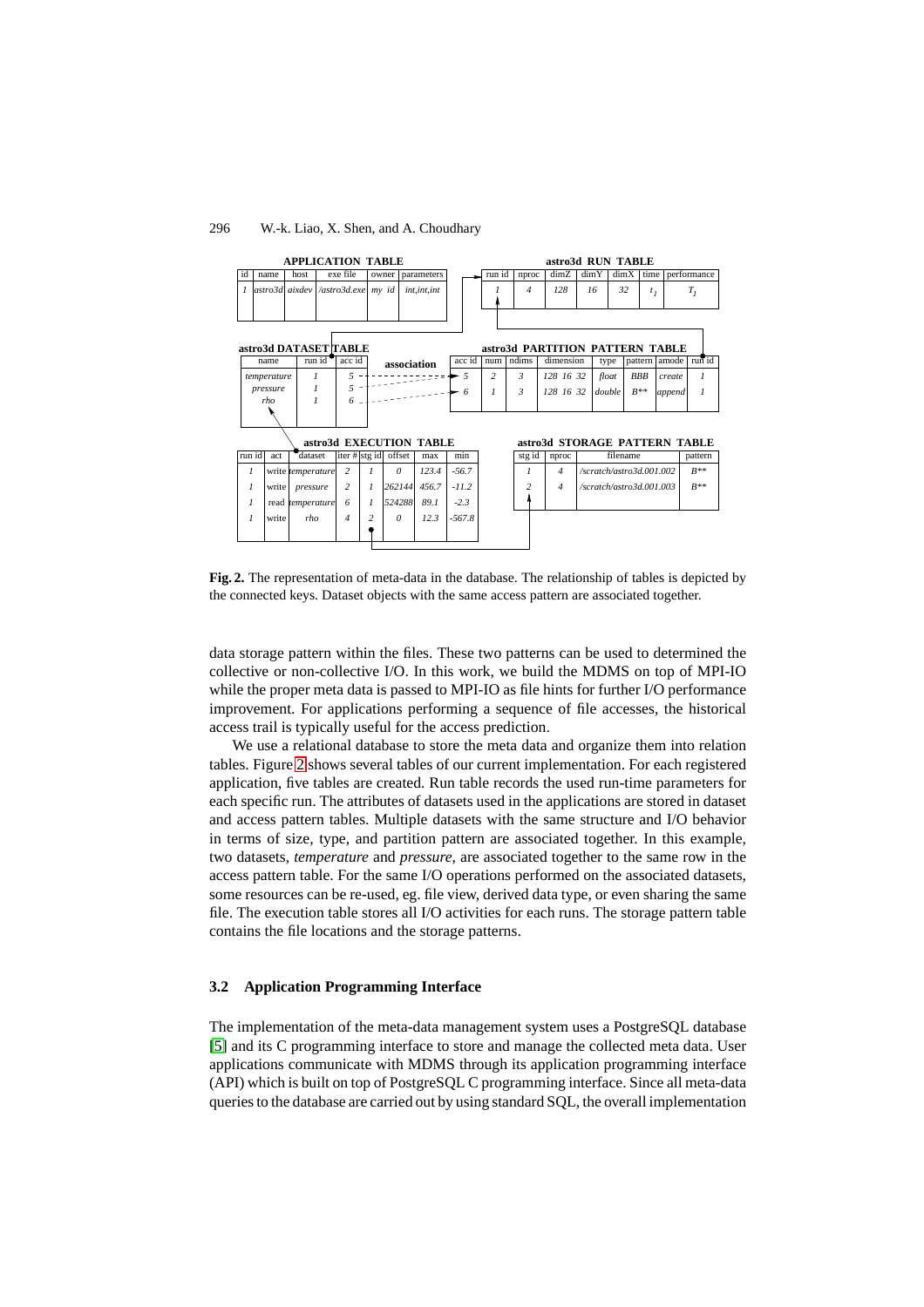**APPLICATION TABLE**

| id | name | host | exe file | owner | parameters |
|---|---|---|---|---|---|
| 1 | astro3d | aixdev | /astro3d.exe | my id | int,int,int |

**astro3d RUN TABLE**

| run id | nproc | dimZ | dimY | dimX | time | performance |
|---|---|---|---|---|---|---|
| 1 | 4 | 128 | 16 | 32 | $t_1$ | $T_1$ |

**astro3d DATASET TABLE**

| name | run id | acc id |
|---|---|---|
| temperature | 1 | 5 |
| pressure | 1 | 5 |
| rho | 1 | 6 |

**astro3d PARTITION PATTERN TABLE**

| acc id | num | ndims | dimension | type | pattern | amode | run id |
|---|---|---|---|---|---|---|---|
| 5 | 2 | 3 | 128 16 32 | float | BBB | create | 1 |
| 6 | 1 | 3 | 128 16 32 | double | B** | append | 1 |

**astro3d EXECUTION TABLE**

| run id | act | dataset | iter # | stg id | offset | max | min |
|---|---|---|---|---|---|---|---|
| 1 | write | temperature | 2 | 1 | 0 | 123.4 | -56.7 |
| 1 | write | pressure | 2 | 1 | 262144 | 456.7 | -11.2 |
| 1 | read | temperature | 6 | 1 | 524288 | 89.1 | -2.3 |
| 1 | write | rho | 4 | 2 | 0 | 12.3 | -567.8 |

**astro3d STORAGE PATTERN TABLE**

| stg id | nproc | filename | pattern |
|---|---|---|---|
| 1 | 4 | /scratch/astro3d.001.002 | B** |
| 2 | 4 | /scratch/astro3d.001.003 | B** |

**Fig. 2.** The representation of meta-data in the database. The relationship of tables is depicted by the connected keys. Dataset objects with the same access pattern are associated together.

data storage pattern within the files. These two patterns can be used to determined the collective or non-collective I/O. In this work, we build the MDMS on top of MPI-IO while the proper meta data is passed to MPI-IO as file hints for further I/O performance improvement. For applications performing a sequence of file accesses, the historical access trail is typically useful for the access prediction.

We use a relational database to store the meta data and organize them into relation tables. Figure 2 shows several tables of our current implementation. For each registered application, five tables are created. Run table records the used run-time parameters for each specific run. The attributes of datasets used in the applications are stored in dataset and access pattern tables. Multiple datasets with the same structure and I/O behavior in terms of size, type, and partition pattern are associated together. In this example, two datasets, *temperature* and *pressure*, are associated together to the same row in the access pattern table. For the same I/O operations performed on the associated datasets, some resources can be re-used, eg. file view, derived data type, or even sharing the same file. The execution table stores all I/O activities for each runs. The storage pattern table contains the file locations and the storage patterns.

### 3.2 Application Programming Interface

The implementation of the meta-data management system uses a PostgreSQL database [5] and its C programming interface to store and manage the collected meta data. User applications communicate with MDMS through its application programming interface (API) which is built on top of PostgreSQL C programming interface. Since all meta-data queries to the database are carried out by using standard SQL, the overall implementation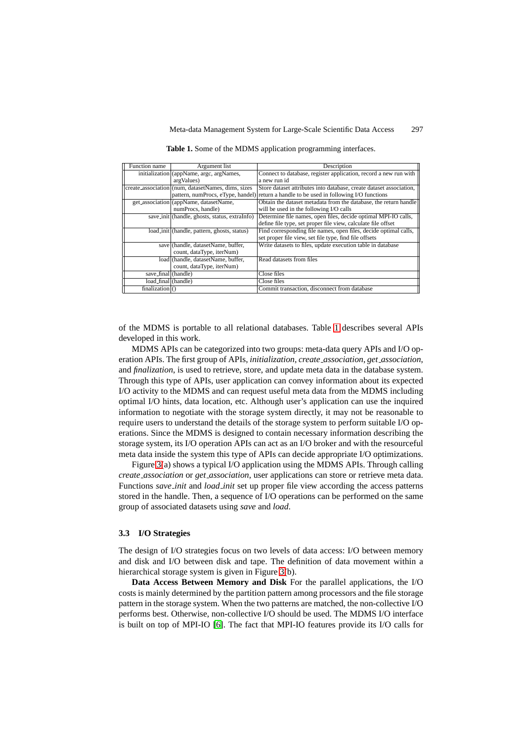**Table 1.** Some of the MDMS application programming interfaces.

| Function name | Argument list | Description |
|---|---|---|
| initialization | (appName, argc, argNames, argValues) | Connect to database, register application, record a new run with a new run id |
| create_association | (num, datasetNames, dims, sizes pattern, numProcs, eType, handel) | Store dataset attributes into database, create dataset association, return a handle to be used in following I/O functions |
| get_association | (appName, datasetName, numProcs, handle) | Obtain the dataset metadata from the database, the return handle will be used in the following I/O calls |
| save_init | (handle, ghosts, status, extraInfo) | Determine file names, open files, decide optimal MPI-IO calls, define file type, set proper file view, calculate file offset |
| load_init | (handle, pattern, ghosts, status) | Find corresponding file names, open files, decide optimal calls, set proper file view, set file type, find file offsets |
| save | (handle, datasetName, buffer, count, dataType, iterNum) | Write datasets to files, update execution table in database |
| load | (handle, datasetName, buffer, count, dataType, iterNum) | Read datasets from files |
| save_final | (handle) | Close files |
| load_final | (handle) | Close files |
| finalization | () | Commit transaction, disconnect from database |

of the MDMS is portable to all relational databases. Table 1 describes several APIs developed in this work.

MDMS APIs can be categorized into two groups: meta-data query APIs and I/O operation APIs. The first group of APIs, *initialization*, *create_association*, *get_association*, and *finalization*, is used to retrieve, store, and update meta data in the database system. Through this type of APIs, user application can convey information about its expected I/O activity to the MDMS and can request useful meta data from the MDMS including optimal I/O hints, data location, etc. Although user's application can use the inquired information to negotiate with the storage system directly, it may not be reasonable to require users to understand the details of the storage system to perform suitable I/O operations. Since the MDMS is designed to contain necessary information describing the storage system, its I/O operation APIs can act as an I/O broker and with the resourceful meta data inside the system this type of APIs can decide appropriate I/O optimizations.

Figure 3(a) shows a typical I/O application using the MDMS APIs. Through calling *create_association* or *get_association*, user applications can store or retrieve meta data. Functions *save_init* and *load_init* set up proper file view according the access patterns stored in the handle. Then, a sequence of I/O operations can be performed on the same group of associated datasets using *save* and *load*.

### 3.3 I/O Strategies

The design of I/O strategies focus on two levels of data access: I/O between memory and disk and I/O between disk and tape. The definition of data movement within a hierarchical storage system is given in Figure 3(b).

**Data Access Between Memory and Disk** For the parallel applications, the I/O costs is mainly determined by the partition pattern among processors and the file storage pattern in the storage system. When the two patterns are matched, the non-collective I/O performs best. Otherwise, non-collective I/O should be used. The MDMS I/O interface is built on top of MPI-IO [6]. The fact that MPI-IO features provide its I/O calls for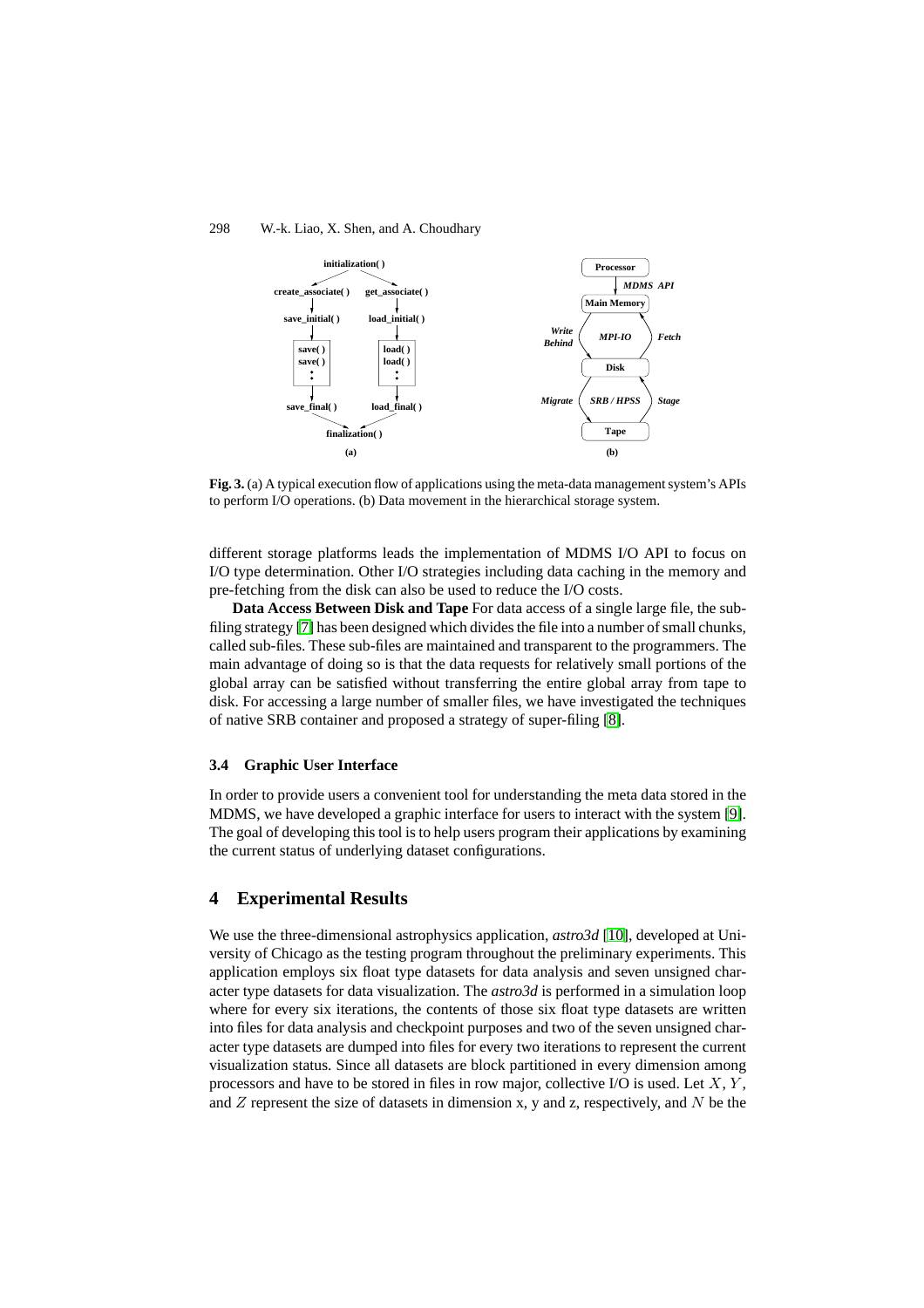**Fig. 3.** (a) A typical execution flow of applications using the meta-data management system's APIs to perform I/O operations. (b) Data movement in the hierarchical storage system.

different storage platforms leads the implementation of MDMS I/O API to focus on I/O type determination. Other I/O strategies including data caching in the memory and pre-fetching from the disk can also be used to reduce the I/O costs.

**Data Access Between Disk and Tape** For data access of a single large file, the subfiling strategy [7] has been designed which divides the file into a number of small chunks, called sub-files. These sub-files are maintained and transparent to the programmers. The main advantage of doing so is that the data requests for relatively small portions of the global array can be satisfied without transferring the entire global array from tape to disk. For accessing a large number of smaller files, we have investigated the techniques of native SRB container and proposed a strategy of super-filing [8].

### 3.4 Graphic User Interface

In order to provide users a convenient tool for understanding the meta data stored in the MDMS, we have developed a graphic interface for users to interact with the system [9]. The goal of developing this tool is to help users program their applications by examining the current status of underlying dataset configurations.

## 4 Experimental Results

We use the three-dimensional astrophysics application, *astro3d* [10], developed at University of Chicago as the testing program throughout the preliminary experiments. This application employs six float type datasets for data analysis and seven unsigned character type datasets for data visualization. The *astro3d* is performed in a simulation loop where for every six iterations, the contents of those six float type datasets are written into files for data analysis and checkpoint purposes and two of the seven unsigned character type datasets are dumped into files for every two iterations to represent the current visualization status. Since all datasets are block partitioned in every dimension among processors and have to be stored in files in row major, collective I/O is used. Let $X$, $Y$, and $Z$ represent the size of datasets in dimension x, y and z, respectively, and $N$ be the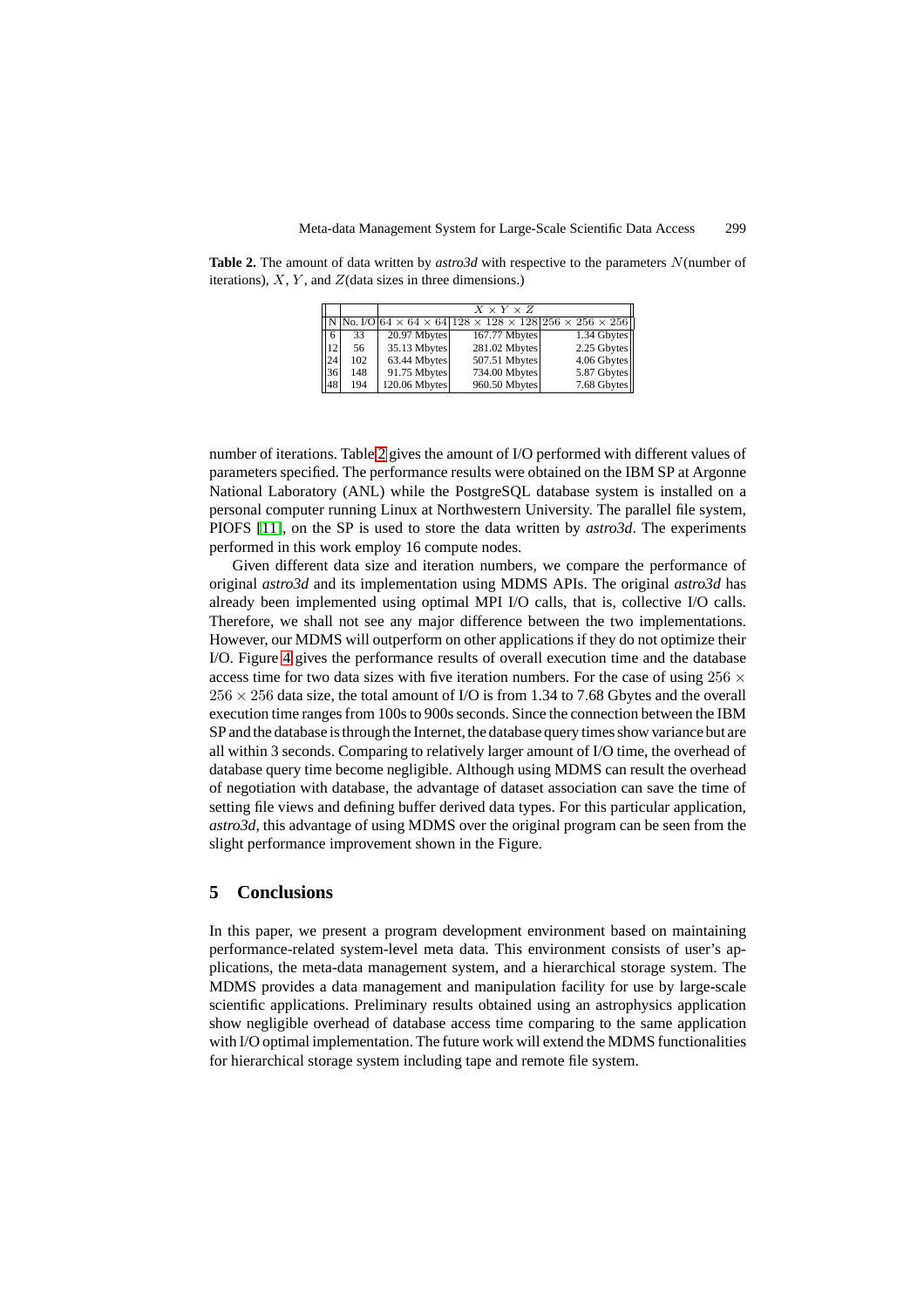**Table 2.** The amount of data written by *astro3d* with respective to the parameters $N$(number of iterations), $X$, $Y$, and $Z$(data sizes in three dimensions.)

| | | $X \times Y \times Z$ | | |
|---|---|---|---|---|
| N | No. I/O | $64 \times 64 \times 64$ | $128 \times 128 \times 128$ | $256 \times 256 \times 256$ |
| 6 | 33 | 20.97 Mbytes | 167.77 Mbytes | 1.34 Gbytes |
| 12 | 56 | 35.13 Mbytes | 281.02 Mbytes | 2.25 Gbytes |
| 24 | 102 | 63.44 Mbytes | 507.51 Mbytes | 4.06 Gbytes |
| 36 | 148 | 91.75 Mbytes | 734.00 Mbytes | 5.87 Gbytes |
| 48 | 194 | 120.06 Mbytes | 960.50 Mbytes | 7.68 Gbytes |

number of iterations. Table 2 gives the amount of I/O performed with different values of parameters specified. The performance results were obtained on the IBM SP at Argonne National Laboratory (ANL) while the PostgreSQL database system is installed on a personal computer running Linux at Northwestern University. The parallel file system, PIOFS [11], on the SP is used to store the data written by *astro3d*. The experiments performed in this work employ 16 compute nodes.

Given different data size and iteration numbers, we compare the performance of original *astro3d* and its implementation using MDMS APIs. The original *astro3d* has already been implemented using optimal MPI I/O calls, that is, collective I/O calls. Therefore, we shall not see any major difference between the two implementations. However, our MDMS will outperform on other applications if they do not optimize their I/O. Figure 4 gives the performance results of overall execution time and the database access time for two data sizes with five iteration numbers. For the case of using $256 \times 256 \times 256$ data size, the total amount of I/O is from 1.34 to 7.68 Gbytes and the overall execution time ranges from 100s to 900s seconds. Since the connection between the IBM SP and the database is through the Internet, the database query times show variance but are all within 3 seconds. Comparing to relatively larger amount of I/O time, the overhead of database query time become negligible. Although using MDMS can result the overhead of negotiation with database, the advantage of dataset association can save the time of setting file views and defining buffer derived data types. For this particular application, *astro3d*, this advantage of using MDMS over the original program can be seen from the slight performance improvement shown in the Figure.

## 5 Conclusions

In this paper, we present a program development environment based on maintaining performance-related system-level meta data. This environment consists of user's applications, the meta-data management system, and a hierarchical storage system. The MDMS provides a data management and manipulation facility for use by large-scale scientific applications. Preliminary results obtained using an astrophysics application show negligible overhead of database access time comparing to the same application with I/O optimal implementation. The future work will extend the MDMS functionalities for hierarchical storage system including tape and remote file system.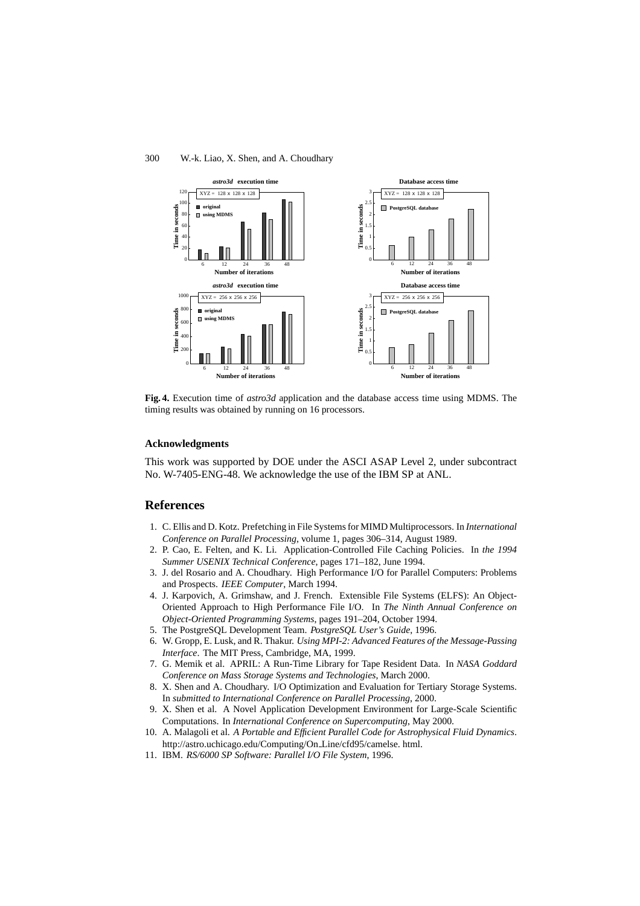astro3d execution time

XYZ = 128 x 128 x 128

120
100
80
60
40
20
0

Time in seconds

original
using MDMS

6 12 24 36 48

Number of iterations

Database access time

XYZ = 128 x 128 x 128

3
2.5
2
1.5
1
0.5
0

Time in seconds

PostgreSQL database

6 12 24 36 48

Number of iterations

astro3d execution time

XYZ = 256 x 256 x 256

1000
800
600
400
200
0

Time in seconds

original
using MDMS

6 12 24 36 48

Number of iterations

Database access time

XYZ = 256 x 256 x 256

3
2.5
2
1.5
1
0.5
0

Time in seconds

PostgreSQL database

6 12 24 36 48

Number of iterations

**Fig. 4.** Execution time of *astro3d* application and the database access time using MDMS. The timing results was obtained by running on 16 processors.

### Acknowledgments

This work was supported by DOE under the ASCI ASAP Level 2, under subcontract No. W-7405-ENG-48. We acknowledge the use of the IBM SP at ANL.

## References

1. C. Ellis and D. Kotz. Prefetching in File Systems for MIMD Multiprocessors. In *International Conference on Parallel Processing*, volume 1, pages 306–314, August 1989.
2. P. Cao, E. Felten, and K. Li. Application-Controlled File Caching Policies. In *the 1994 Summer USENIX Technical Conference*, pages 171–182, June 1994.
3. J. del Rosario and A. Choudhary. High Performance I/O for Parallel Computers: Problems and Prospects. *IEEE Computer*, March 1994.
4. J. Karpovich, A. Grimshaw, and J. French. Extensible File Systems (ELFS): An Object-Oriented Approach to High Performance File I/O. In *The Ninth Annual Conference on Object-Oriented Programming Systems*, pages 191–204, October 1994.
5. The PostgreSQL Development Team. *PostgreSQL User's Guide*, 1996.
6. W. Gropp, E. Lusk, and R. Thakur. *Using MPI-2: Advanced Features of the Message-Passing Interface*. The MIT Press, Cambridge, MA, 1999.
7. G. Memik et al. APRIL: A Run-Time Library for Tape Resident Data. In *NASA Goddard Conference on Mass Storage Systems and Technologies*, March 2000.
8. X. Shen and A. Choudhary. I/O Optimization and Evaluation for Tertiary Storage Systems. In *submitted to International Conference on Parallel Processing*, 2000.
9. X. Shen et al. A Novel Application Development Environment for Large-Scale Scientific Computations. In *International Conference on Supercomputing*, May 2000.
10. A. Malagoli et al. *A Portable and Efficient Parallel Code for Astrophysical Fluid Dynamics*. http://astro.uchicago.edu/Computing/On_Line/cfd95/camelse. html.
11. IBM. *RS/6000 SP Software: Parallel I/O File System*, 1996.